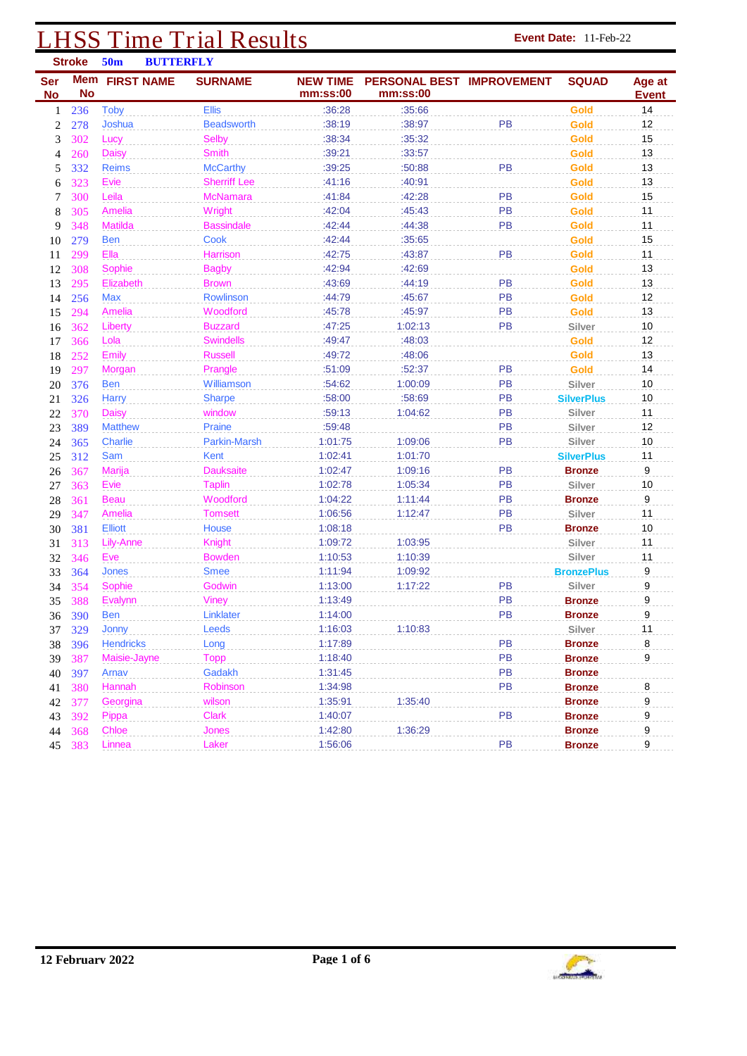# LHSS Time Trial Results

**Event Date:** 11-Feb-22

**Stroke** 50m **BUTTERFLY**

| Ser No | Mem No | FIRST NAME | SURNAME | NEW TIME mm:ss:00 | PERSONAL BEST mm:ss:00 | IMPROVEMENT | SQUAD | Age at Event |
|---|---|---|---|---|---|---|---|---|
| 1 | 236 | Toby | Ellis | :36:28 | :35:66 | | Gold | 14 |
| 2 | 278 | Joshua | Beadsworth | :38:19 | :38:97 | PB | Gold | 12 |
| 3 | 302 | Lucy | Selby | :38:34 | :35:32 | | Gold | 15 |
| 4 | 260 | Daisy | Smith | :39:21 | :33:57 | | Gold | 13 |
| 5 | 332 | Reims | McCarthy | :39:25 | :50:88 | PB | Gold | 13 |
| 6 | 323 | Evie | Sherriff Lee | :41:16 | :40:91 | | Gold | 13 |
| 7 | 300 | Leila | McNamara | :41:84 | :42:28 | PB | Gold | 15 |
| 8 | 305 | Amelia | Wright | :42:04 | :45:43 | PB | Gold | 11 |
| 9 | 348 | Matilda | Bassindale | :42:44 | :44:38 | PB | Gold | 11 |
| 10 | 279 | Ben | Cook | :42:44 | :35:65 | | Gold | 15 |
| 11 | 299 | Ella | Harrison | :42:75 | :43:87 | PB | Gold | 11 |
| 12 | 308 | Sophie | Bagby | :42:94 | :42:69 | | Gold | 13 |
| 13 | 295 | Elizabeth | Brown | :43:69 | :44:19 | PB | Gold | 13 |
| 14 | 256 | Max | Rowlinson | :44:79 | :45:67 | PB | Gold | 12 |
| 15 | 294 | Amelia | Woodford | :45:78 | :45:97 | PB | Gold | 13 |
| 16 | 362 | Liberty | Buzzard | :47:25 | 1:02:13 | PB | Silver | 10 |
| 17 | 366 | Lola | Swindells | :49:47 | :48:03 | | Gold | 12 |
| 18 | 252 | Emily | Russell | :49:72 | :48:06 | | Gold | 13 |
| 19 | 297 | Morgan | Prangle | :51:09 | :52:37 | PB | Gold | 14 |
| 20 | 376 | Ben | Williamson | :54:62 | 1:00:09 | PB | Silver | 10 |
| 21 | 326 | Harry | Sharpe | :58:00 | :58:69 | PB | SilverPlus | 10 |
| 22 | 370 | Daisy | window | :59:13 | 1:04:62 | PB | Silver | 11 |
| 23 | 389 | Matthew | Praine | :59:48 | | PB | Silver | 12 |
| 24 | 365 | Charlie | Parkin-Marsh | 1:01:75 | 1:09:06 | PB | Silver | 10 |
| 25 | 312 | Sam | Kent | 1:02:41 | 1:01:70 | | SilverPlus | 11 |
| 26 | 367 | Marija | Dauksaite | 1:02:47 | 1:09:16 | PB | Bronze | 9 |
| 27 | 363 | Evie | Taplin | 1:02:78 | 1:05:34 | PB | Silver | 10 |
| 28 | 361 | Beau | Woodford | 1:04:22 | 1:11:44 | PB | Bronze | 9 |
| 29 | 347 | Amelia | Tomsett | 1:06:56 | 1:12:47 | PB | Silver | 11 |
| 30 | 381 | Elliott | House | 1:08:18 | | PB | Bronze | 10 |
| 31 | 313 | Lily-Anne | Knight | 1:09:72 | 1:03:95 | | Silver | 11 |
| 32 | 346 | Eve | Bowden | 1:10:53 | 1:10:39 | | Silver | 11 |
| 33 | 364 | Jones | Smee | 1:11:94 | 1:09:92 | | BronzePlus | 9 |
| 34 | 354 | Sophie | Godwin | 1:13:00 | 1:17:22 | PB | Silver | 9 |
| 35 | 388 | Evalynn | Viney | 1:13:49 | | PB | Bronze | 9 |
| 36 | 390 | Ben | Linklater | 1:14:00 | | PB | Bronze | 9 |
| 37 | 329 | Jonny | Leeds | 1:16:03 | 1:10:83 | | Silver | 11 |
| 38 | 396 | Hendricks | Long | 1:17:89 | | PB | Bronze | 8 |
| 39 | 387 | Maisie-Jayne | Topp | 1:18:40 | | PB | Bronze | 9 |
| 40 | 397 | Arnav | Gadakh | 1:31:45 | | PB | Bronze | |
| 41 | 380 | Hannah | Robinson | 1:34:98 | | PB | Bronze | 8 |
| 42 | 377 | Georgina | wilson | 1:35:91 | 1:35:40 | | Bronze | 9 |
| 43 | 392 | Pippa | Clark | 1:40:07 | | PB | Bronze | 9 |
| 44 | 368 | Chloe | Jones | 1:42:80 | 1:36:29 | | Bronze | 9 |
| 45 | 383 | Linnea | Laker | 1:56:06 | | PB | Bronze | 9 |

12 February 2022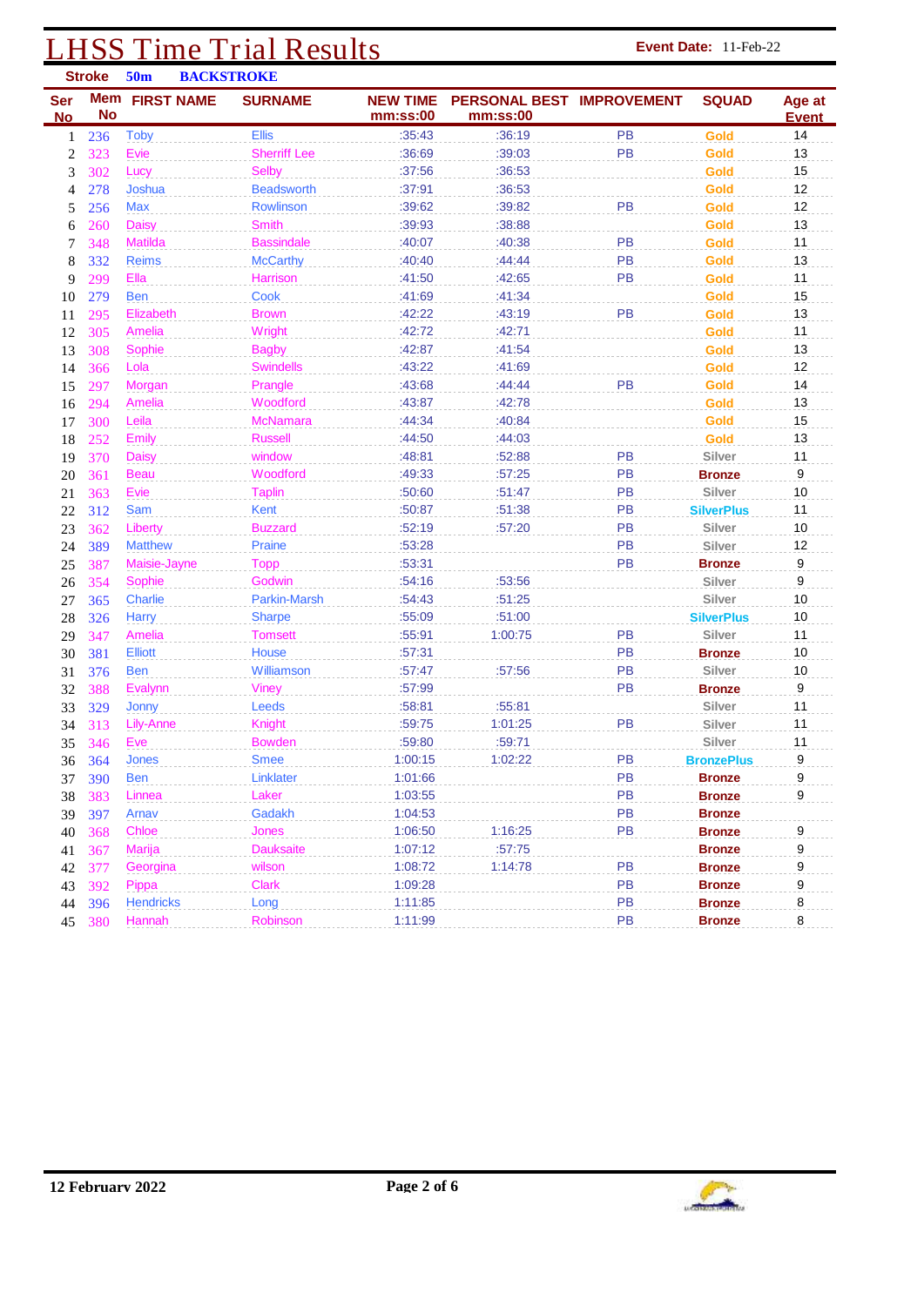# LHSS Time Trial Results

**Event Date:** 11-Feb-22

**Stroke** 50m **BACKSTROKE**

| Ser No | Mem No | FIRST NAME | SURNAME | NEW TIME mm:ss:00 | PERSONAL BEST mm:ss:00 | IMPROVEMENT | SQUAD | Age at Event |
|---|---|---|---|---|---|---|---|---|
| 1 | 236 | Toby | Ellis | :35:43 | :36:19 | PB | Gold | 14 |
| 2 | 323 | Evie | Sherriff Lee | :36:69 | :39:03 | PB | Gold | 13 |
| 3 | 302 | Lucy | Selby | :37:56 | :36:53 | | Gold | 15 |
| 4 | 278 | Joshua | Beadsworth | :37:91 | :36:53 | | Gold | 12 |
| 5 | 256 | Max | Rowlinson | :39:62 | :39:82 | PB | Gold | 12 |
| 6 | 260 | Daisy | Smith | :39:93 | :38:88 | | Gold | 13 |
| 7 | 348 | Matilda | Bassindale | :40:07 | :40:38 | PB | Gold | 11 |
| 8 | 332 | Reims | McCarthy | :40:40 | :44:44 | PB | Gold | 13 |
| 9 | 299 | Ella | Harrison | :41:50 | :42:65 | PB | Gold | 11 |
| 10 | 279 | Ben | Cook | :41:69 | :41:34 | | Gold | 15 |
| 11 | 295 | Elizabeth | Brown | :42:22 | :43:19 | PB | Gold | 13 |
| 12 | 305 | Amelia | Wright | :42:72 | :42:71 | | Gold | 11 |
| 13 | 308 | Sophie | Bagby | :42:87 | :41:54 | | Gold | 13 |
| 14 | 366 | Lola | Swindells | :43:22 | :41:69 | | Gold | 12 |
| 15 | 297 | Morgan | Prangle | :43:68 | :44:44 | PB | Gold | 14 |
| 16 | 294 | Amelia | Woodford | :43:87 | :42:78 | | Gold | 13 |
| 17 | 300 | Leila | McNamara | :44:34 | :40:84 | | Gold | 15 |
| 18 | 252 | Emily | Russell | :44:50 | :44:03 | | Gold | 13 |
| 19 | 370 | Daisy | window | :48:81 | :52:88 | PB | Silver | 11 |
| 20 | 361 | Beau | Woodford | :49:33 | :57:25 | PB | Bronze | 9 |
| 21 | 363 | Evie | Taplin | :50:60 | :51:47 | PB | Silver | 10 |
| 22 | 312 | Sam | Kent | :50:87 | :51:38 | PB | SilverPlus | 11 |
| 23 | 362 | Liberty | Buzzard | :52:19 | :57:20 | PB | Silver | 10 |
| 24 | 389 | Matthew | Praine | :53:28 | | PB | Silver | 12 |
| 25 | 387 | Maisie-Jayne | Topp | :53:31 | | PB | Bronze | 9 |
| 26 | 354 | Sophie | Godwin | :54:16 | :53:56 | | Silver | 9 |
| 27 | 365 | Charlie | Parkin-Marsh | :54:43 | :51:25 | | Silver | 10 |
| 28 | 326 | Harry | Sharpe | :55:09 | :51:00 | | SilverPlus | 10 |
| 29 | 347 | Amelia | Tomsett | :55:91 | 1:00:75 | PB | Silver | 11 |
| 30 | 381 | Elliott | House | :57:31 | | PB | Bronze | 10 |
| 31 | 376 | Ben | Williamson | :57:47 | :57:56 | PB | Silver | 10 |
| 32 | 388 | Evalynn | Viney | :57:99 | | PB | Bronze | 9 |
| 33 | 329 | Jonny | Leeds | :58:81 | :55:81 | | Silver | 11 |
| 34 | 313 | Lily-Anne | Knight | :59:75 | 1:01:25 | PB | Silver | 11 |
| 35 | 346 | Eve | Bowden | :59:80 | :59:71 | | Silver | 11 |
| 36 | 364 | Jones | Smee | 1:00:15 | 1:02:22 | PB | BronzePlus | 9 |
| 37 | 390 | Ben | Linklater | 1:01:66 | | PB | Bronze | 9 |
| 38 | 383 | Linnea | Laker | 1:03:55 | | PB | Bronze | 9 |
| 39 | 397 | Arnav | Gadakh | 1:04:53 | | PB | Bronze | |
| 40 | 368 | Chloe | Jones | 1:06:50 | 1:16:25 | PB | Bronze | 9 |
| 41 | 367 | Marija | Dauksaite | 1:07:12 | :57:75 | | Bronze | 9 |
| 42 | 377 | Georgina | wilson | 1:08:72 | 1:14:78 | PB | Bronze | 9 |
| 43 | 392 | Pippa | Clark | 1:09:28 | | PB | Bronze | 9 |
| 44 | 396 | Hendricks | Long | 1:11:85 | | PB | Bronze | 8 |
| 45 | 380 | Hannah | Robinson | 1:11:99 | | PB | Bronze | 8 |

**12 February 2022**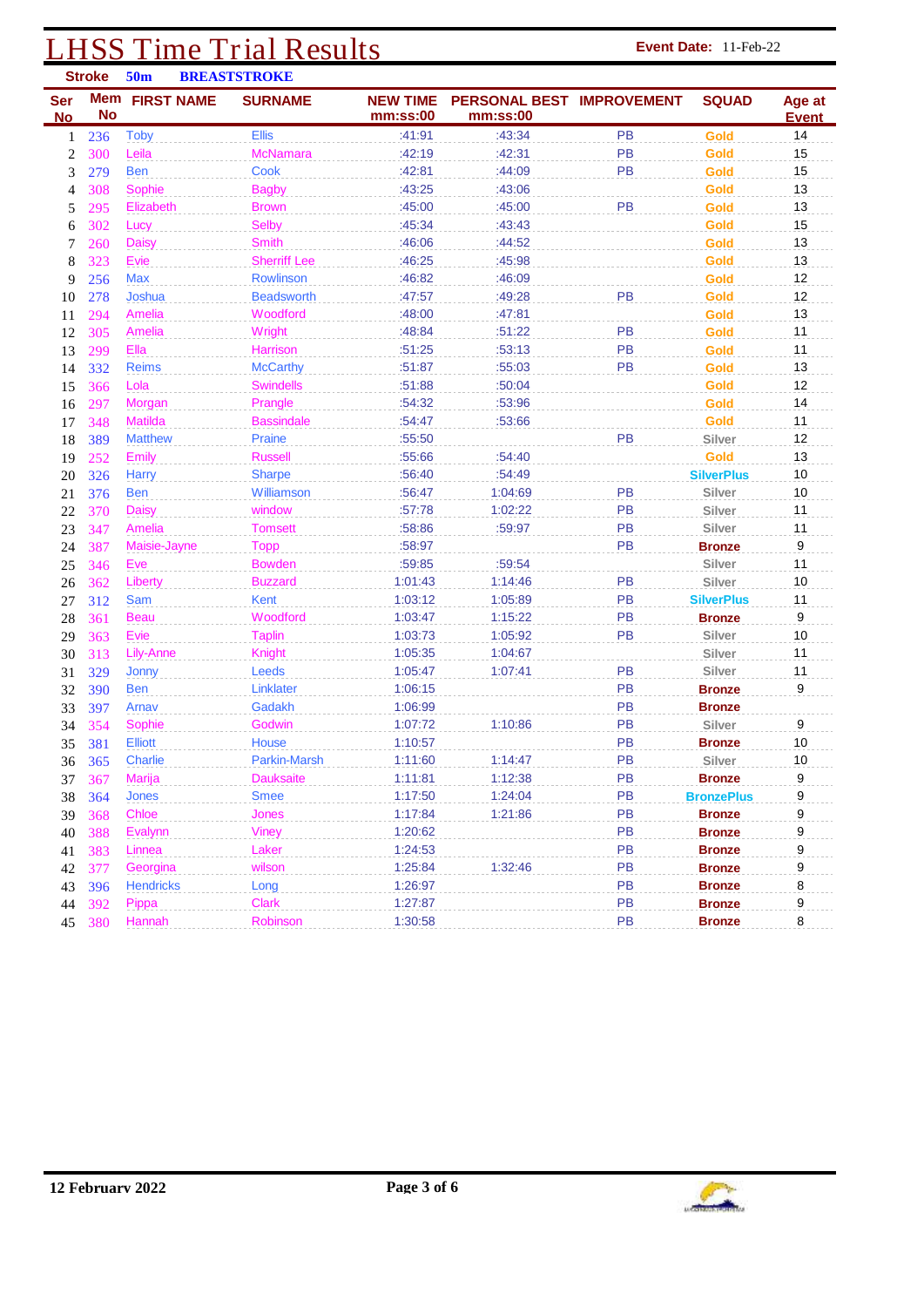# LHSS Time Trial Results

**Event Date:** 11-Feb-22

**Stroke** 50m **BREASTSTROKE**

| Ser No | Mem No | FIRST NAME | SURNAME | NEW TIME mm:ss:00 | PERSONAL BEST mm:ss:00 | IMPROVEMENT | SQUAD | Age at Event |
|---|---|---|---|---|---|---|---|---|
| 1 | 236 | Toby | Ellis | :41:91 | :43:34 | PB | Gold | 14 |
| 2 | 300 | Leila | McNamara | :42:19 | :42:31 | PB | Gold | 15 |
| 3 | 279 | Ben | Cook | :42:81 | :44:09 | PB | Gold | 15 |
| 4 | 308 | Sophie | Bagby | :43:25 | :43:06 | | Gold | 13 |
| 5 | 295 | Elizabeth | Brown | :45:00 | :45:00 | PB | Gold | 13 |
| 6 | 302 | Lucy | Selby | :45:34 | :43:43 | | Gold | 15 |
| 7 | 260 | Daisy | Smith | :46:06 | :44:52 | | Gold | 13 |
| 8 | 323 | Evie | Sherriff Lee | :46:25 | :45:98 | | Gold | 13 |
| 9 | 256 | Max | Rowlinson | :46:82 | :46:09 | | Gold | 12 |
| 10 | 278 | Joshua | Beadsworth | :47:57 | :49:28 | PB | Gold | 12 |
| 11 | 294 | Amelia | Woodford | :48:00 | :47:81 | | Gold | 13 |
| 12 | 305 | Amelia | Wright | :48:84 | :51:22 | PB | Gold | 11 |
| 13 | 299 | Ella | Harrison | :51:25 | :53:13 | PB | Gold | 11 |
| 14 | 332 | Reims | McCarthy | :51:87 | :55:03 | PB | Gold | 13 |
| 15 | 366 | Lola | Swindells | :51:88 | :50:04 | | Gold | 12 |
| 16 | 297 | Morgan | Prangle | :54:32 | :53:96 | | Gold | 14 |
| 17 | 348 | Matilda | Bassindale | :54:47 | :53:66 | | Gold | 11 |
| 18 | 389 | Matthew | Praine | :55:50 | | PB | Silver | 12 |
| 19 | 252 | Emily | Russell | :55:66 | :54:40 | | Gold | 13 |
| 20 | 326 | Harry | Sharpe | :56:40 | :54:49 | | SilverPlus | 10 |
| 21 | 376 | Ben | Williamson | :56:47 | 1:04:69 | PB | Silver | 10 |
| 22 | 370 | Daisy | window | :57:78 | 1:02:22 | PB | Silver | 11 |
| 23 | 347 | Amelia | Tomsett | :58:86 | :59:97 | PB | Silver | 11 |
| 24 | 387 | Maisie-Jayne | Topp | :58:97 | | PB | Bronze | 9 |
| 25 | 346 | Eve | Bowden | :59:85 | :59:54 | | Silver | 11 |
| 26 | 362 | Liberty | Buzzard | 1:01:43 | 1:14:46 | PB | Silver | 10 |
| 27 | 312 | Sam | Kent | 1:03:12 | 1:05:89 | PB | SilverPlus | 11 |
| 28 | 361 | Beau | Woodford | 1:03:47 | 1:15:22 | PB | Bronze | 9 |
| 29 | 363 | Evie | Taplin | 1:03:73 | 1:05:92 | PB | Silver | 10 |
| 30 | 313 | Lily-Anne | Knight | 1:05:35 | 1:04:67 | | Silver | 11 |
| 31 | 329 | Jonny | Leeds | 1:05:47 | 1:07:41 | PB | Silver | 11 |
| 32 | 390 | Ben | Linklater | 1:06:15 | | PB | Bronze | 9 |
| 33 | 397 | Arnav | Gadakh | 1:06:99 | | PB | Bronze | |
| 34 | 354 | Sophie | Godwin | 1:07:72 | 1:10:86 | PB | Silver | 9 |
| 35 | 381 | Elliott | House | 1:10:57 | | PB | Bronze | 10 |
| 36 | 365 | Charlie | Parkin-Marsh | 1:11:60 | 1:14:47 | PB | Silver | 10 |
| 37 | 367 | Marija | Dauksaite | 1:11:81 | 1:12:38 | PB | Bronze | 9 |
| 38 | 364 | Jones | Smee | 1:17:50 | 1:24:04 | PB | BronzePlus | 9 |
| 39 | 368 | Chloe | Jones | 1:17:84 | 1:21:86 | PB | Bronze | 9 |
| 40 | 388 | Evalynn | Viney | 1:20:62 | | PB | Bronze | 9 |
| 41 | 383 | Linnea | Laker | 1:24:53 | | PB | Bronze | 9 |
| 42 | 377 | Georgina | wilson | 1:25:84 | 1:32:46 | PB | Bronze | 9 |
| 43 | 396 | Hendricks | Long | 1:26:97 | | PB | Bronze | 8 |
| 44 | 392 | Pippa | Clark | 1:27:87 | | PB | Bronze | 9 |
| 45 | 380 | Hannah | Robinson | 1:30:58 | | PB | Bronze | 8 |

**12 February 2022**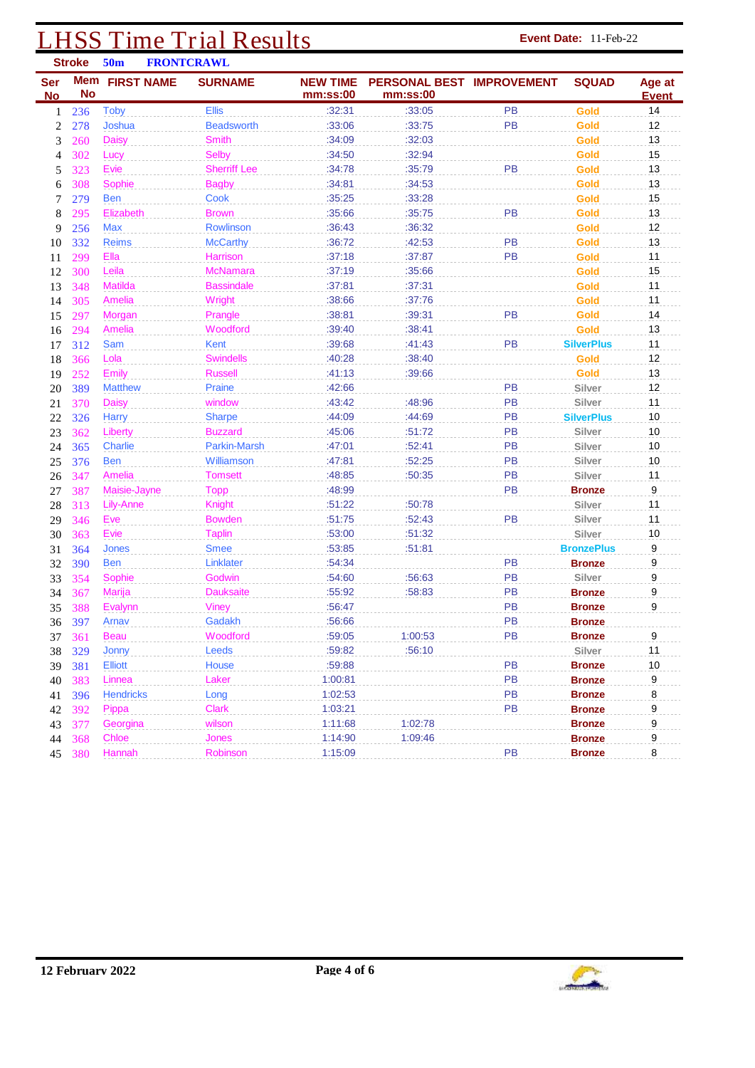# LHSS Time Trial Results

**Event Date:** 11-Feb-22

**Stroke** 50m **FRONTCRAWL**

| Ser No | Mem No | FIRST NAME | SURNAME | NEW TIME mm:ss:00 | PERSONAL BEST mm:ss:00 | IMPROVEMENT | SQUAD | Age at Event |
|---|---|---|---|---|---|---|---|---|
| 1 | 236 | Toby | Ellis | :32:31 | :33:05 | PB | Gold | 14 |
| 2 | 278 | Joshua | Beadsworth | :33:06 | :33:75 | PB | Gold | 12 |
| 3 | 260 | Daisy | Smith | :34:09 | :32:03 | | Gold | 13 |
| 4 | 302 | Lucy | Selby | :34:50 | :32:94 | | Gold | 15 |
| 5 | 323 | Evie | Sherriff Lee | :34:78 | :35:79 | PB | Gold | 13 |
| 6 | 308 | Sophie | Bagby | :34:81 | :34:53 | | Gold | 13 |
| 7 | 279 | Ben | Cook | :35:25 | :33:28 | | Gold | 15 |
| 8 | 295 | Elizabeth | Brown | :35:66 | :35:75 | PB | Gold | 13 |
| 9 | 256 | Max | Rowlinson | :36:43 | :36:32 | | Gold | 12 |
| 10 | 332 | Reims | McCarthy | :36:72 | :42:53 | PB | Gold | 13 |
| 11 | 299 | Ella | Harrison | :37:18 | :37:87 | PB | Gold | 11 |
| 12 | 300 | Leila | McNamara | :37:19 | :35:66 | | Gold | 15 |
| 13 | 348 | Matilda | Bassindale | :37:81 | :37:31 | | Gold | 11 |
| 14 | 305 | Amelia | Wright | :38:66 | :37:76 | | Gold | 11 |
| 15 | 297 | Morgan | Prangle | :38:81 | :39:31 | PB | Gold | 14 |
| 16 | 294 | Amelia | Woodford | :39:40 | :38:41 | | Gold | 13 |
| 17 | 312 | Sam | Kent | :39:68 | :41:43 | PB | SilverPlus | 11 |
| 18 | 366 | Lola | Swindells | :40:28 | :38:40 | | Gold | 12 |
| 19 | 252 | Emily | Russell | :41:13 | :39:66 | | Gold | 13 |
| 20 | 389 | Matthew | Praine | :42:66 | | PB | Silver | 12 |
| 21 | 370 | Daisy | window | :43:42 | :48:96 | PB | Silver | 11 |
| 22 | 326 | Harry | Sharpe | :44:09 | :44:69 | PB | SilverPlus | 10 |
| 23 | 362 | Liberty | Buzzard | :45:06 | :51:72 | PB | Silver | 10 |
| 24 | 365 | Charlie | Parkin-Marsh | :47:01 | :52:41 | PB | Silver | 10 |
| 25 | 376 | Ben | Williamson | :47:81 | :52:25 | PB | Silver | 10 |
| 26 | 347 | Amelia | Tomsett | :48:85 | :50:35 | PB | Silver | 11 |
| 27 | 387 | Maisie-Jayne | Topp | :48:99 | | PB | Bronze | 9 |
| 28 | 313 | Lily-Anne | Knight | :51:22 | :50:78 | | Silver | 11 |
| 29 | 346 | Eve | Bowden | :51:75 | :52:43 | PB | Silver | 11 |
| 30 | 363 | Evie | Taplin | :53:00 | :51:32 | | Silver | 10 |
| 31 | 364 | Jones | Smee | :53:85 | :51:81 | | BronzePlus | 9 |
| 32 | 390 | Ben | Linklater | :54:34 | | PB | Bronze | 9 |
| 33 | 354 | Sophie | Godwin | :54:60 | :56:63 | PB | Silver | 9 |
| 34 | 367 | Marija | Dauksaite | :55:92 | :58:83 | PB | Bronze | 9 |
| 35 | 388 | Evalynn | Viney | :56:47 | | PB | Bronze | 9 |
| 36 | 397 | Arnav | Gadakh | :56:66 | | PB | Bronze | |
| 37 | 361 | Beau | Woodford | :59:05 | 1:00:53 | PB | Bronze | 9 |
| 38 | 329 | Jonny | Leeds | :59:82 | :56:10 | | Silver | 11 |
| 39 | 381 | Elliott | House | :59:88 | | PB | Bronze | 10 |
| 40 | 383 | Linnea | Laker | 1:00:81 | | PB | Bronze | 9 |
| 41 | 396 | Hendricks | Long | 1:02:53 | | PB | Bronze | 8 |
| 42 | 392 | Pippa | Clark | 1:03:21 | | PB | Bronze | 9 |
| 43 | 377 | Georgina | wilson | 1:11:68 | 1:02:78 | | Bronze | 9 |
| 44 | 368 | Chloe | Jones | 1:14:90 | 1:09:46 | | Bronze | 9 |
| 45 | 380 | Hannah | Robinson | 1:15:09 | | PB | Bronze | 8 |

**12 February 2022**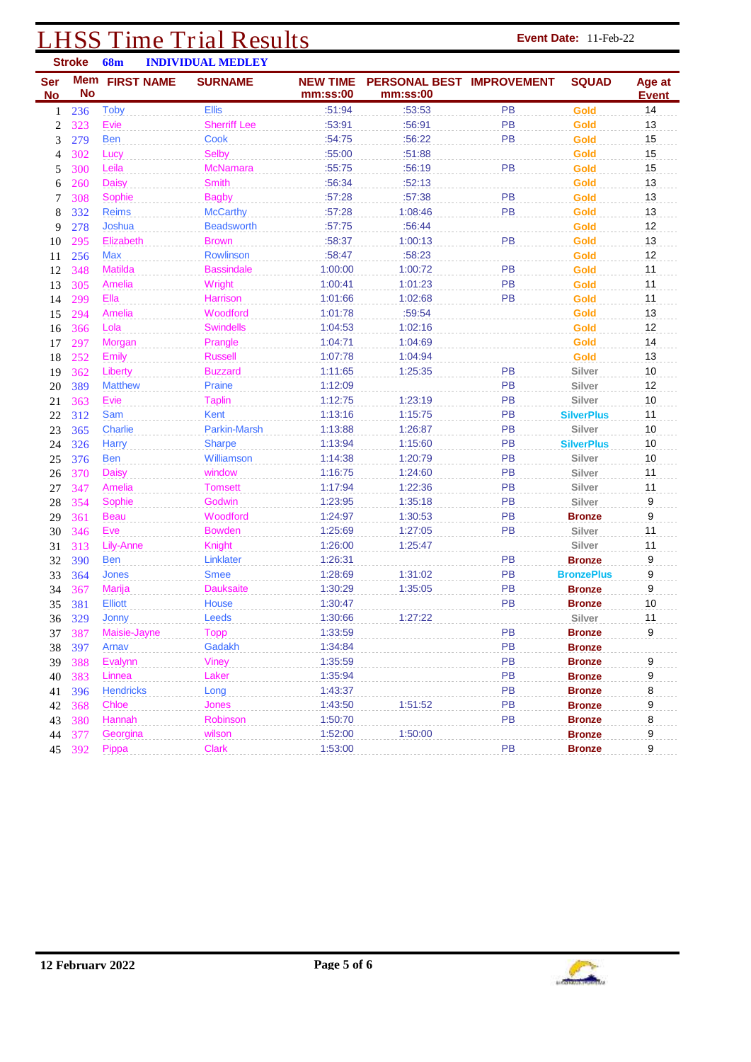# LHSS Time Trial Results

**Event Date:** 11-Feb-22

**Stroke** 68m **INDIVIDUAL MEDLEY**

| Ser No | Mem No | FIRST NAME | SURNAME | NEW TIME mm:ss:00 | PERSONAL BEST mm:ss:00 | IMPROVEMENT | SQUAD | Age at Event |
|---|---|---|---|---|---|---|---|---|
| 1 | 236 | Toby | Ellis | :51:94 | :53:53 | PB | Gold | 14 |
| 2 | 323 | Evie | Sherriff Lee | :53:91 | :56:91 | PB | Gold | 13 |
| 3 | 279 | Ben | Cook | :54:75 | :56:22 | PB | Gold | 15 |
| 4 | 302 | Lucy | Selby | :55:00 | :51:88 | | Gold | 15 |
| 5 | 300 | Leila | McNamara | :55:75 | :56:19 | PB | Gold | 15 |
| 6 | 260 | Daisy | Smith | :56:34 | :52:13 | | Gold | 13 |
| 7 | 308 | Sophie | Bagby | :57:28 | :57:38 | PB | Gold | 13 |
| 8 | 332 | Reims | McCarthy | :57:28 | 1:08:46 | PB | Gold | 13 |
| 9 | 278 | Joshua | Beadsworth | :57:75 | :56:44 | | Gold | 12 |
| 10 | 295 | Elizabeth | Brown | :58:37 | 1:00:13 | PB | Gold | 13 |
| 11 | 256 | Max | Rowlinson | :58:47 | :58:23 | | Gold | 12 |
| 12 | 348 | Matilda | Bassindale | 1:00:00 | 1:00:72 | PB | Gold | 11 |
| 13 | 305 | Amelia | Wright | 1:00:41 | 1:01:23 | PB | Gold | 11 |
| 14 | 299 | Ella | Harrison | 1:01:66 | 1:02:68 | PB | Gold | 11 |
| 15 | 294 | Amelia | Woodford | 1:01:78 | :59:54 | | Gold | 13 |
| 16 | 366 | Lola | Swindells | 1:04:53 | 1:02:16 | | Gold | 12 |
| 17 | 297 | Morgan | Prangle | 1:04:71 | 1:04:69 | | Gold | 14 |
| 18 | 252 | Emily | Russell | 1:07:78 | 1:04:94 | | Gold | 13 |
| 19 | 362 | Liberty | Buzzard | 1:11:65 | 1:25:35 | PB | Silver | 10 |
| 20 | 389 | Matthew | Praine | 1:12:09 | | PB | Silver | 12 |
| 21 | 363 | Evie | Taplin | 1:12:75 | 1:23:19 | PB | Silver | 10 |
| 22 | 312 | Sam | Kent | 1:13:16 | 1:15:75 | PB | SilverPlus | 11 |
| 23 | 365 | Charlie | Parkin-Marsh | 1:13:88 | 1:26:87 | PB | Silver | 10 |
| 24 | 326 | Harry | Sharpe | 1:13:94 | 1:15:60 | PB | SilverPlus | 10 |
| 25 | 376 | Ben | Williamson | 1:14:38 | 1:20:79 | PB | Silver | 10 |
| 26 | 370 | Daisy | window | 1:16:75 | 1:24:60 | PB | Silver | 11 |
| 27 | 347 | Amelia | Tomsett | 1:17:94 | 1:22:36 | PB | Silver | 11 |
| 28 | 354 | Sophie | Godwin | 1:23:95 | 1:35:18 | PB | Silver | 9 |
| 29 | 361 | Beau | Woodford | 1:24:97 | 1:30:53 | PB | Bronze | 9 |
| 30 | 346 | Eve | Bowden | 1:25:69 | 1:27:05 | PB | Silver | 11 |
| 31 | 313 | Lily-Anne | Knight | 1:26:00 | 1:25:47 | | Silver | 11 |
| 32 | 390 | Ben | Linklater | 1:26:31 | | PB | Bronze | 9 |
| 33 | 364 | Jones | Smee | 1:28:69 | 1:31:02 | PB | BronzePlus | 9 |
| 34 | 367 | Marija | Dauksaite | 1:30:29 | 1:35:05 | PB | Bronze | 9 |
| 35 | 381 | Elliott | House | 1:30:47 | | PB | Bronze | 10 |
| 36 | 329 | Jonny | Leeds | 1:30:66 | 1:27:22 | | Silver | 11 |
| 37 | 387 | Maisie-Jayne | Topp | 1:33:59 | | PB | Bronze | 9 |
| 38 | 397 | Arnav | Gadakh | 1:34:84 | | PB | Bronze | |
| 39 | 388 | Evalynn | Viney | 1:35:59 | | PB | Bronze | 9 |
| 40 | 383 | Linnea | Laker | 1:35:94 | | PB | Bronze | 9 |
| 41 | 396 | Hendricks | Long | 1:43:37 | | PB | Bronze | 8 |
| 42 | 368 | Chloe | Jones | 1:43:50 | 1:51:52 | PB | Bronze | 9 |
| 43 | 380 | Hannah | Robinson | 1:50:70 | | PB | Bronze | 8 |
| 44 | 377 | Georgina | wilson | 1:52:00 | 1:50:00 | | Bronze | 9 |
| 45 | 392 | Pippa | Clark | 1:53:00 | | PB | Bronze | 9 |

12 February 2022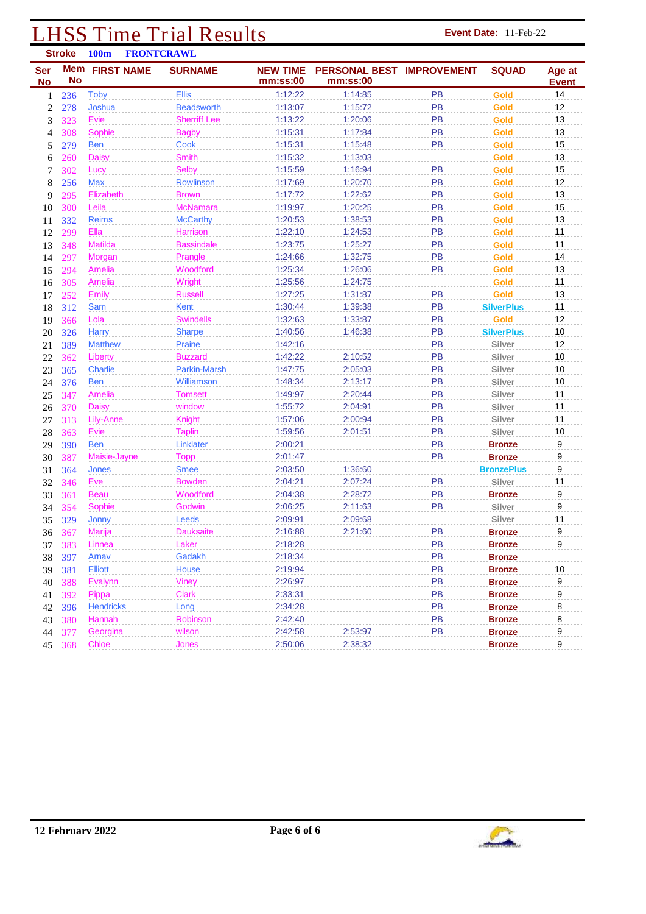# LHSS Time Trial Results

**Event Date:** 11-Feb-22

**Stroke** 100m FRONTCRAWL

| Ser No | Mem No | FIRST NAME | SURNAME | NEW TIME mm:ss:00 | PERSONAL BEST mm:ss:00 | IMPROVEMENT | SQUAD | Age at Event |
|---|---|---|---|---|---|---|---|---|
| 1 | 236 | Toby | Ellis | 1:12:22 | 1:14:85 | PB | Gold | 14 |
| 2 | 278 | Joshua | Beadsworth | 1:13:07 | 1:15:72 | PB | Gold | 12 |
| 3 | 323 | Evie | Sherriff Lee | 1:13:22 | 1:20:06 | PB | Gold | 13 |
| 4 | 308 | Sophie | Bagby | 1:15:31 | 1:17:84 | PB | Gold | 13 |
| 5 | 279 | Ben | Cook | 1:15:31 | 1:15:48 | PB | Gold | 15 |
| 6 | 260 | Daisy | Smith | 1:15:32 | 1:13:03 | | Gold | 13 |
| 7 | 302 | Lucy | Selby | 1:15:59 | 1:16:94 | PB | Gold | 15 |
| 8 | 256 | Max | Rowlinson | 1:17:69 | 1:20:70 | PB | Gold | 12 |
| 9 | 295 | Elizabeth | Brown | 1:17:72 | 1:22:62 | PB | Gold | 13 |
| 10 | 300 | Leila | McNamara | 1:19:97 | 1:20:25 | PB | Gold | 15 |
| 11 | 332 | Reims | McCarthy | 1:20:53 | 1:38:53 | PB | Gold | 13 |
| 12 | 299 | Ella | Harrison | 1:22:10 | 1:24:53 | PB | Gold | 11 |
| 13 | 348 | Matilda | Bassindale | 1:23:75 | 1:25:27 | PB | Gold | 11 |
| 14 | 297 | Morgan | Prangle | 1:24:66 | 1:32:75 | PB | Gold | 14 |
| 15 | 294 | Amelia | Woodford | 1:25:34 | 1:26:06 | PB | Gold | 13 |
| 16 | 305 | Amelia | Wright | 1:25:56 | 1:24:75 | | Gold | 11 |
| 17 | 252 | Emily | Russell | 1:27:25 | 1:31:87 | PB | Gold | 13 |
| 18 | 312 | Sam | Kent | 1:30:44 | 1:39:38 | PB | SilverPlus | 11 |
| 19 | 366 | Lola | Swindells | 1:32:63 | 1:33:87 | PB | Gold | 12 |
| 20 | 326 | Harry | Sharpe | 1:40:56 | 1:46:38 | PB | SilverPlus | 10 |
| 21 | 389 | Matthew | Praine | 1:42:16 | | PB | Silver | 12 |
| 22 | 362 | Liberty | Buzzard | 1:42:22 | 2:10:52 | PB | Silver | 10 |
| 23 | 365 | Charlie | Parkin-Marsh | 1:47:75 | 2:05:03 | PB | Silver | 10 |
| 24 | 376 | Ben | Williamson | 1:48:34 | 2:13:17 | PB | Silver | 10 |
| 25 | 347 | Amelia | Tomsett | 1:49:97 | 2:20:44 | PB | Silver | 11 |
| 26 | 370 | Daisy | window | 1:55:72 | 2:04:91 | PB | Silver | 11 |
| 27 | 313 | Lily-Anne | Knight | 1:57:06 | 2:00:94 | PB | Silver | 11 |
| 28 | 363 | Evie | Taplin | 1:59:56 | 2:01:51 | PB | Silver | 10 |
| 29 | 390 | Ben | Linklater | 2:00:21 | | PB | Bronze | 9 |
| 30 | 387 | Maisie-Jayne | Topp | 2:01:47 | | PB | Bronze | 9 |
| 31 | 364 | Jones | Smee | 2:03:50 | 1:36:60 | | BronzePlus | 9 |
| 32 | 346 | Eve | Bowden | 2:04:21 | 2:07:24 | PB | Silver | 11 |
| 33 | 361 | Beau | Woodford | 2:04:38 | 2:28:72 | PB | Bronze | 9 |
| 34 | 354 | Sophie | Godwin | 2:06:25 | 2:11:63 | PB | Silver | 9 |
| 35 | 329 | Jonny | Leeds | 2:09:91 | 2:09:68 | | Silver | 11 |
| 36 | 367 | Marija | Dauksaite | 2:16:88 | 2:21:60 | PB | Bronze | 9 |
| 37 | 383 | Linnea | Laker | 2:18:28 | | PB | Bronze | 9 |
| 38 | 397 | Arnav | Gadakh | 2:18:34 | | PB | Bronze | |
| 39 | 381 | Elliott | House | 2:19:94 | | PB | Bronze | 10 |
| 40 | 388 | Evalynn | Viney | 2:26:97 | | PB | Bronze | 9 |
| 41 | 392 | Pippa | Clark | 2:33:31 | | PB | Bronze | 9 |
| 42 | 396 | Hendricks | Long | 2:34:28 | | PB | Bronze | 8 |
| 43 | 380 | Hannah | Robinson | 2:42:40 | | PB | Bronze | 8 |
| 44 | 377 | Georgina | wilson | 2:42:58 | 2:53:97 | PB | Bronze | 9 |
| 45 | 368 | Chloe | Jones | 2:50:06 | 2:38:32 | | Bronze | 9 |

12 February 2022